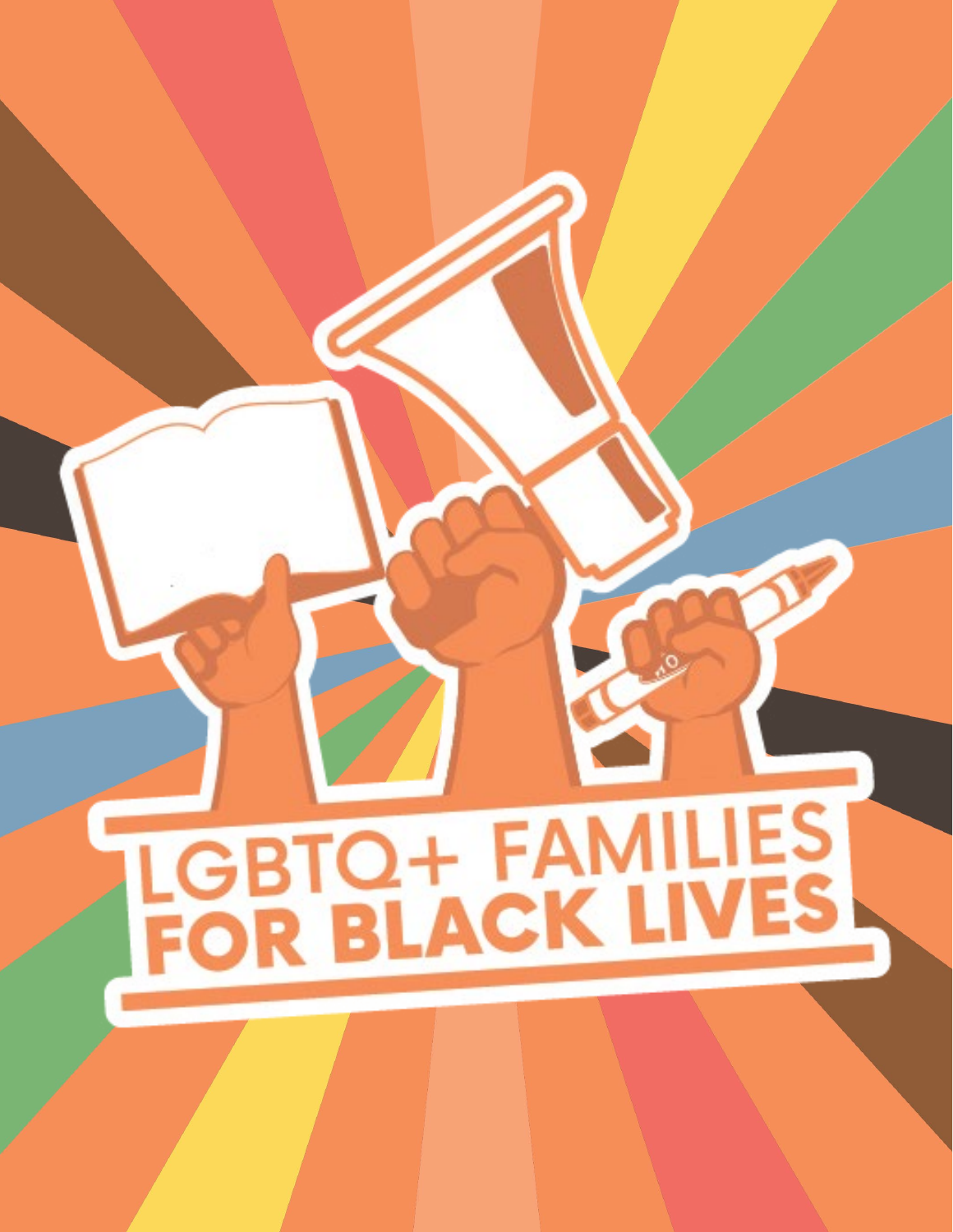# LGBTQ+ FAMILIES FOR BLACK LIVES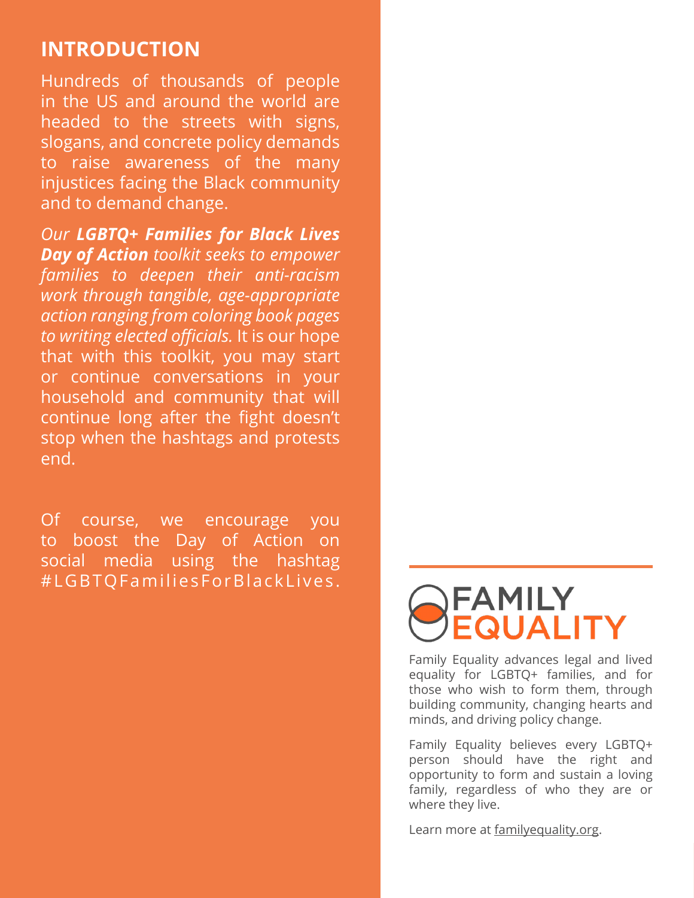## INTRODUCTION

Hundreds of thousands of people in the US and around the world are headed to the streets with signs, slogans, and concrete policy demands to raise awareness of the many injustices facing the Black community and to demand change.

*Our **LGBTQ+ Families for Black Lives Day of Action** toolkit seeks to empower families to deepen their anti-racism work through tangible, age-appropriate action ranging from coloring book pages to writing elected officials.* It is our hope that with this toolkit, you may start or continue conversations in your household and community that will continue long after the fight doesn't stop when the hashtags and protests end.

Of course, we encourage you to boost the Day of Action on social media using the hashtag #LGBTQFamiliesForBlackLives.

FAMILY EQUALITY

Family Equality advances legal and lived equality for LGBTQ+ families, and for those who wish to form them, through building community, changing hearts and minds, and driving policy change.

Family Equality believes every LGBTQ+ person should have the right and opportunity to form and sustain a loving family, regardless of who they are or where they live.

Learn more at familyequality.org.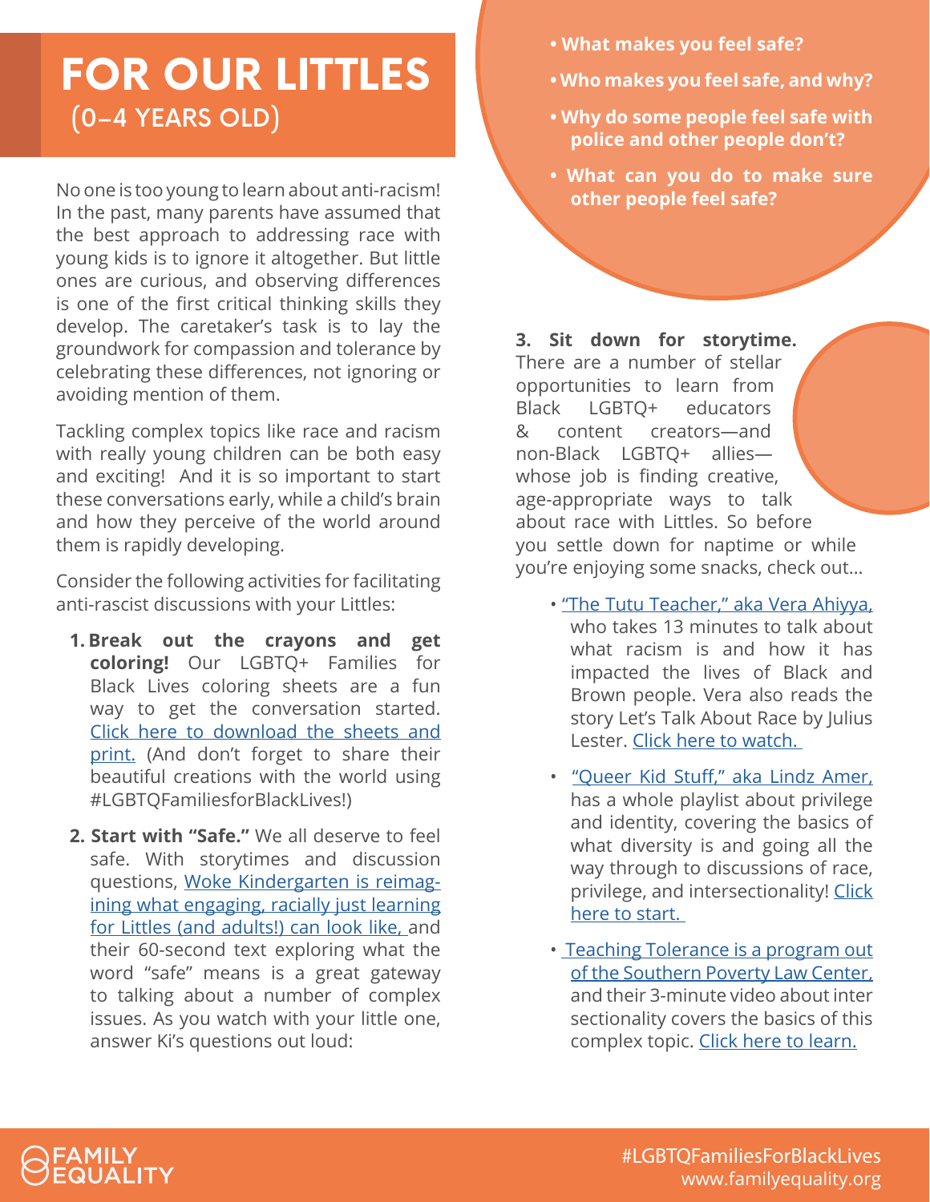# FOR OUR LITTLES
## (0-4 YEARS OLD)

No one is too young to learn about anti-racism! In the past, many parents have assumed that the best approach to addressing race with young kids is to ignore it altogether. But little ones are curious, and observing differences is one of the first critical thinking skills they develop. The caretaker's task is to lay the groundwork for compassion and tolerance by celebrating these differences, not ignoring or avoiding mention of them.

Tackling complex topics like race and racism with really young children can be both easy and exciting! And it is so important to start these conversations early, while a child's brain and how they perceive of the world around them is rapidly developing.

Consider the following activities for facilitating anti-rascist discussions with your Littles:

1. **Break out the crayons and get coloring!** Our LGBTQ+ Families for Black Lives coloring sheets are a fun way to get the conversation started. Click here to download the sheets and print. (And don't forget to share their beautiful creations with the world using #LGBTQFamiliesforBlackLives!)

2. **Start with "Safe."** We all deserve to feel safe. With storytimes and discussion questions, Woke Kindergarten is reimagining what engaging, racially just learning for Littles (and adults!) can look like, and their 60-second text exploring what the word "safe" means is a great gateway to talking about a number of complex issues. As you watch with your little one, answer Ki's questions out loud:
   - **What makes you feel safe?**
   - **Who makes you feel safe, and why?**
   - **Why do some people feel safe with police and other people don't?**
   - **What can you do to make sure other people feel safe?**

3. **Sit down for storytime.** There are a number of stellar opportunities to learn from Black LGBTQ+ educators & content creators—and non-Black LGBTQ+ allies—whose job is finding creative, age-appropriate ways to talk about race with Littles. So before you settle down for naptime or while you're enjoying some snacks, check out...
   - "The Tutu Teacher," aka Vera Ahiyya, who takes 13 minutes to talk about what racism is and how it has impacted the lives of Black and Brown people. Vera also reads the story Let's Talk About Race by Julius Lester. Click here to watch.
   - "Queer Kid Stuff," aka Lindz Amer, has a whole playlist about privilege and identity, covering the basics of what diversity is and going all the way through to discussions of race, privilege, and intersectionality! Click here to start.
   - Teaching Tolerance is a program out of the Southern Poverty Law Center, and their 3-minute video about inter sectionality covers the basics of this complex topic. Click here to learn.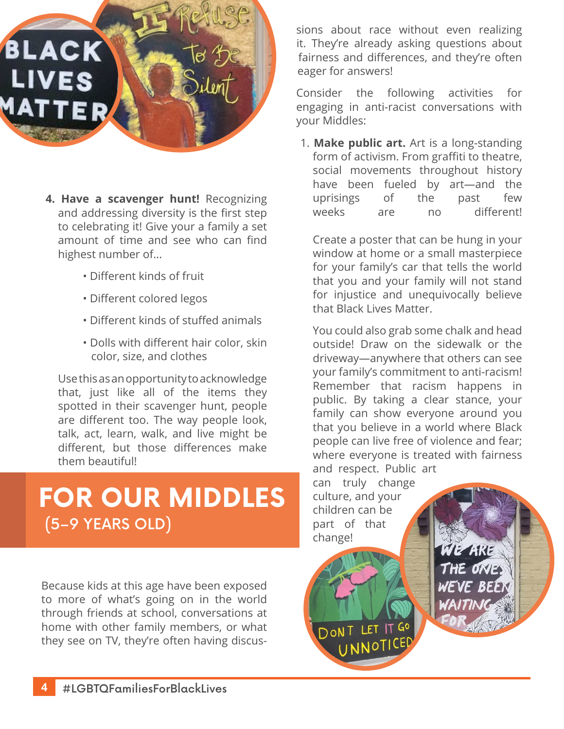4. **Have a scavenger hunt!** Recognizing and addressing diversity is the first step to celebrating it! Give your a family a set amount of time and see who can find highest number of...

   - Different kinds of fruit
   - Different colored legos
   - Different kinds of stuffed animals
   - Dolls with different hair color, skin color, size, and clothes

   Use this as an opportunity to acknowledge that, just like all of the items they spotted in their scavenger hunt, people are different too. The way people look, talk, act, learn, walk, and live might be different, but those differences make them beautiful!

## FOR OUR MIDDLES
### (5–9 YEARS OLD)

Because kids at this age have been exposed to more of what's going on in the world through friends at school, conversations at home with other family members, or what they see on TV, they're often having discussions about race without even realizing it. They're already asking questions about fairness and differences, and they're often eager for answers!

Consider the following activities for engaging in anti-racist conversations with your Middles:

1. **Make public art.** Art is a long-standing form of activism. From graffiti to theatre, social movements throughout history have been fueled by art—and the uprisings of the past few weeks are no different!

   Create a poster that can be hung in your window at home or a small masterpiece for your family's car that tells the world that you and your family will not stand for injustice and unequivocally believe that Black Lives Matter.

   You could also grab some chalk and head outside! Draw on the sidewalk or the driveway—anywhere that others can see your family's commitment to anti-racism! Remember that racism happens in public. By taking a clear stance, your family can show everyone around you that you believe in a world where Black people can live free of violence and fear; where everyone is treated with fairness and respect. Public art can truly change culture, and your children can be part of that change!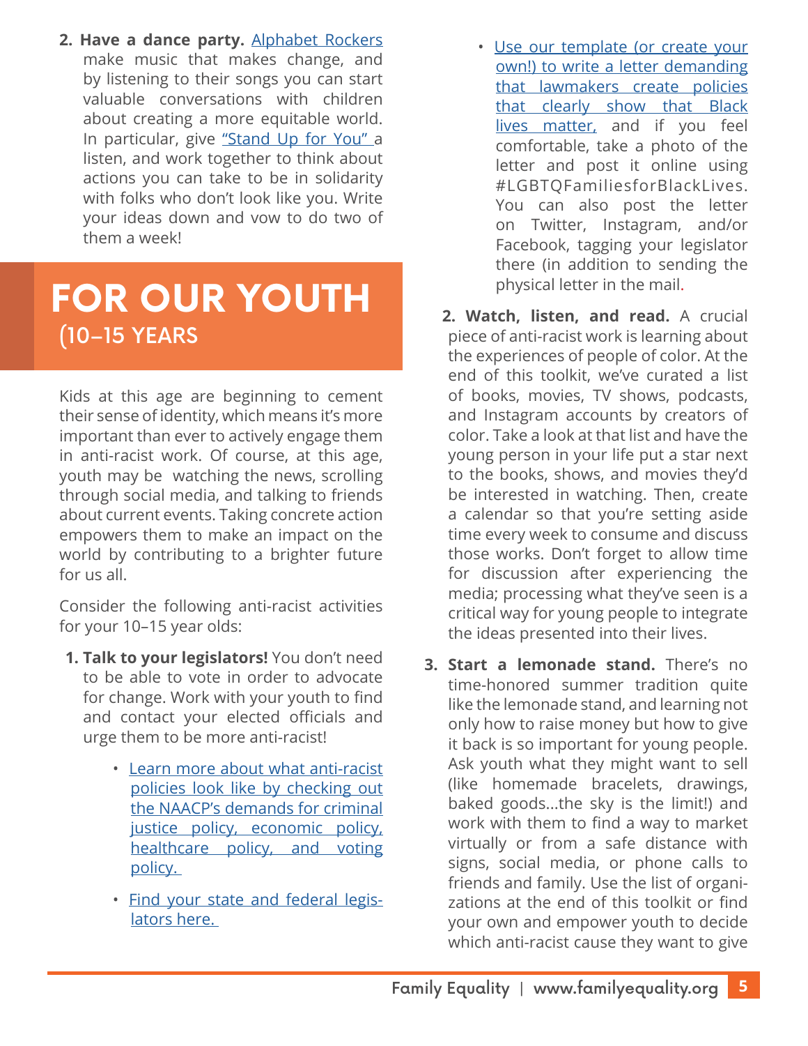2. **Have a dance party.** Alphabet Rockers make music that makes change, and by listening to their songs you can start valuable conversations with children about creating a more equitable world. In particular, give "Stand Up for You" a listen, and work together to think about actions you can take to be in solidarity with folks who don't look like you. Write your ideas down and vow to do two of them a week!

# FOR OUR YOUTH

## (10–15 YEARS

Kids at this age are beginning to cement their sense of identity, which means it's more important than ever to actively engage them in anti-racist work. Of course, at this age, youth may be watching the news, scrolling through social media, and talking to friends about current events. Taking concrete action empowers them to make an impact on the world by contributing to a brighter future for us all.

Consider the following anti-racist activities for your 10–15 year olds:

1. **Talk to your legislators!** You don't need to be able to vote in order to advocate for change. Work with your youth to find and contact your elected officials and urge them to be more anti-racist!
    - Learn more about what anti-racist policies look like by checking out the NAACP's demands for criminal justice policy, economic policy, healthcare policy, and voting policy.
    - Find your state and federal legislators here.
    - Use our template (or create your own!) to write a letter demanding that lawmakers create policies that clearly show that Black lives matter, and if you feel comfortable, take a photo of the letter and post it online using #LGBTQFamiliesforBlackLives. You can also post the letter on Twitter, Instagram, and/or Facebook, tagging your legislator there (in addition to sending the physical letter in the mail.
2. **Watch, listen, and read.** A crucial piece of anti-racist work is learning about the experiences of people of color. At the end of this toolkit, we've curated a list of books, movies, TV shows, podcasts, and Instagram accounts by creators of color. Take a look at that list and have the young person in your life put a star next to the books, shows, and movies they'd be interested in watching. Then, create a calendar so that you're setting aside time every week to consume and discuss those works. Don't forget to allow time for discussion after experiencing the media; processing what they've seen is a critical way for young people to integrate the ideas presented into their lives.
3. **Start a lemonade stand.** There's no time-honored summer tradition quite like the lemonade stand, and learning not only how to raise money but how to give it back is so important for young people. Ask youth what they might want to sell (like homemade bracelets, drawings, baked goods...the sky is the limit!) and work with them to find a way to market virtually or from a safe distance with signs, social media, or phone calls to friends and family. Use the list of organizations at the end of this toolkit or find your own and empower youth to decide which anti-racist cause they want to give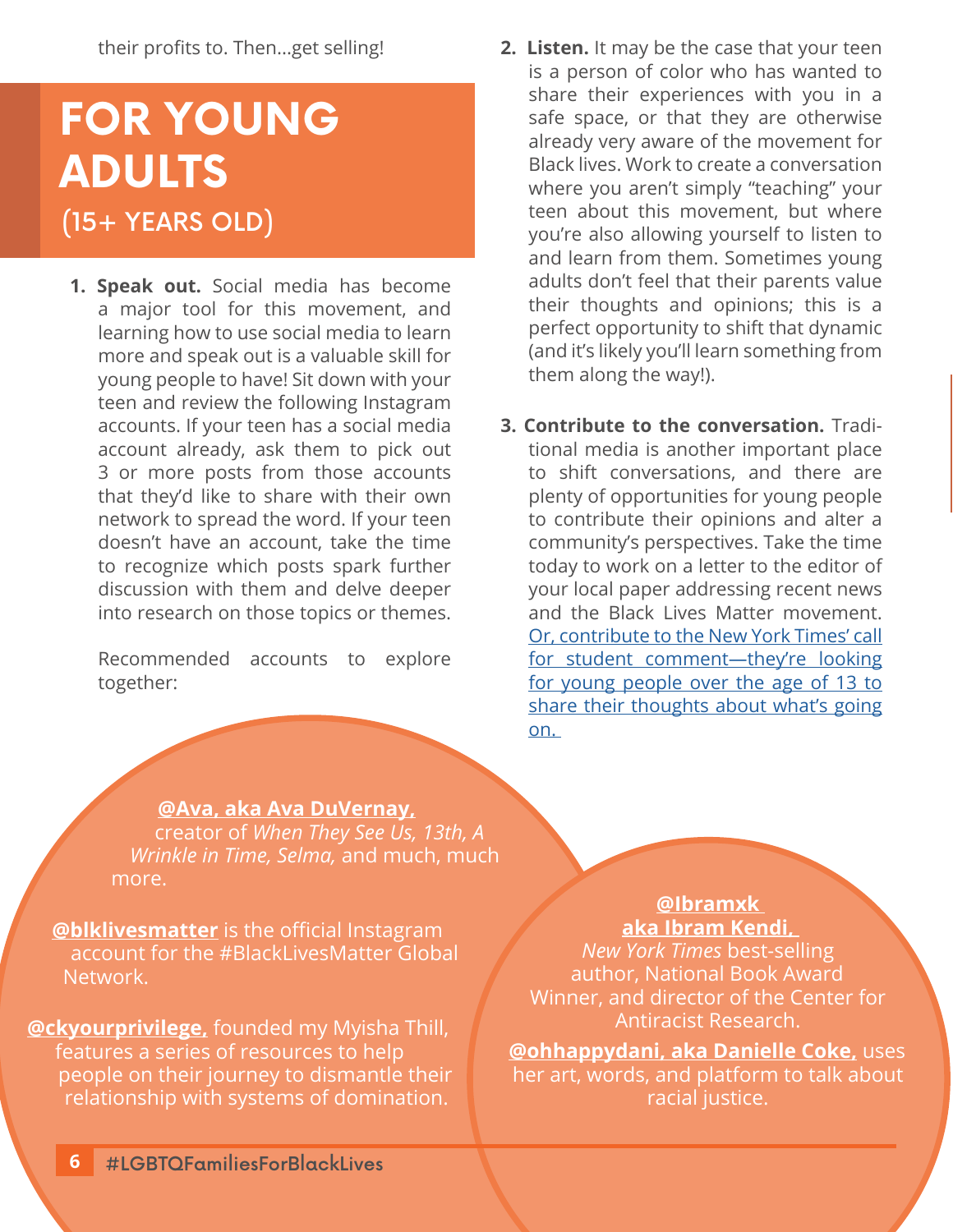their profits to. Then...get selling!

# FOR YOUNG ADULTS
## (15+ YEARS OLD)

1. **Speak out.** Social media has become a major tool for this movement, and learning how to use social media to learn more and speak out is a valuable skill for young people to have! Sit down with your teen and review the following Instagram accounts. If your teen has a social media account already, ask them to pick out 3 or more posts from those accounts that they'd like to share with their own network to spread the word. If your teen doesn't have an account, take the time to recognize which posts spark further discussion with them and delve deeper into research on those topics or themes.

   Recommended accounts to explore together:

2. **Listen.** It may be the case that your teen is a person of color who has wanted to share their experiences with you in a safe space, or that they are otherwise already very aware of the movement for Black lives. Work to create a conversation where you aren't simply "teaching" your teen about this movement, but where you're also allowing yourself to listen to and learn from them. Sometimes young adults don't feel that their parents value their thoughts and opinions; this is a perfect opportunity to shift that dynamic (and it's likely you'll learn something from them along the way!).

3. **Contribute to the conversation.** Traditional media is another important place to shift conversations, and there are plenty of opportunities for young people to contribute their opinions and alter a community's perspectives. Take the time today to work on a letter to the editor of your local paper addressing recent news and the Black Lives Matter movement. Or, contribute to the New York Times' call for student comment—they're looking for young people over the age of 13 to share their thoughts about what's going on.

**@Ava, aka Ava DuVernay,** creator of *When They See Us, 13th, A Wrinkle in Time, Selma,* and much, much more.

**@blklivesmatter** is the official Instagram account for the #BlackLivesMatter Global Network.

**@ckyourprivilege,** founded my Myisha Thill, features a series of resources to help people on their journey to dismantle their relationship with systems of domination.

**@Ibramxk aka Ibram Kendi,** *New York Times* best-selling author, National Book Award Winner, and director of the Center for Antiracist Research.

**@ohhappydani, aka Danielle Coke,** uses her art, words, and platform to talk about racial justice.

#LGBTQFamiliesForBlackLives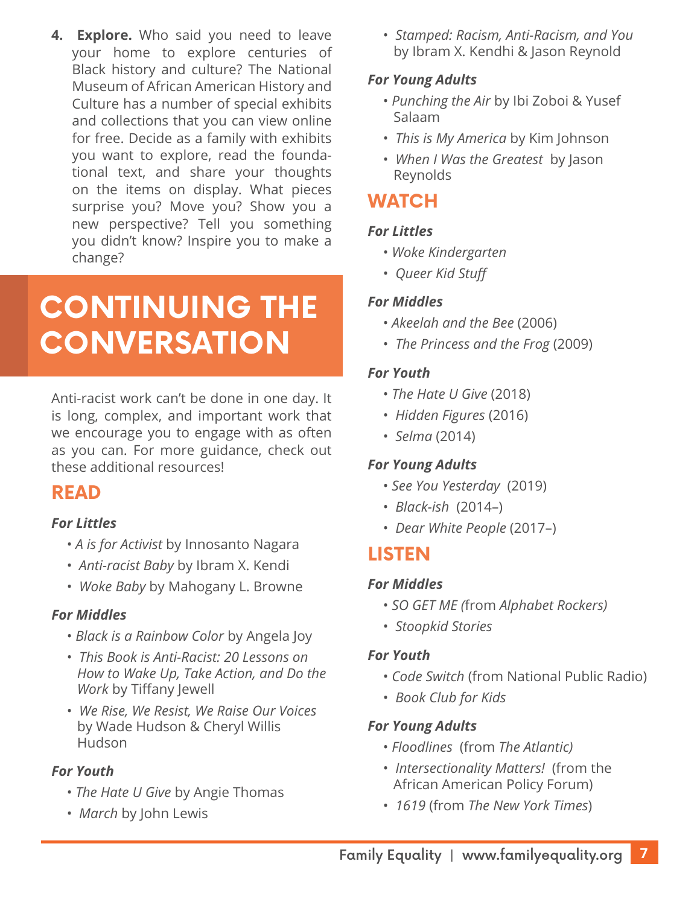4. **Explore.** Who said you need to leave your home to explore centuries of Black history and culture? The National Museum of African American History and Culture has a number of special exhibits and collections that you can view online for free. Decide as a family with exhibits you want to explore, read the foundational text, and share your thoughts on the items on display. What pieces surprise you? Move you? Show you a new perspective? Tell you something you didn't know? Inspire you to make a change?

# CONTINUING THE CONVERSATION

Anti-racist work can't be done in one day. It is long, complex, and important work that we encourage you to engage with as often as you can. For more guidance, check out these additional resources!

## READ

***For Littles***

- *A is for Activist* by Innosanto Nagara
- *Anti-racist Baby* by Ibram X. Kendi
- *Woke Baby* by Mahogany L. Browne

***For Middles***

- *Black is a Rainbow Color* by Angela Joy
- *This Book is Anti-Racist: 20 Lessons on How to Wake Up, Take Action, and Do the Work* by Tiffany Jewell
- *We Rise, We Resist, We Raise Our Voices* by Wade Hudson & Cheryl Willis Hudson

***For Youth***

- *The Hate U Give* by Angie Thomas
- *March* by John Lewis
- *Stamped: Racism, Anti-Racism, and You* by Ibram X. Kendhi & Jason Reynold

***For Young Adults***

- *Punching the Air* by Ibi Zoboi & Yusef Salaam
- *This is My America* by Kim Johnson
- *When I Was the Greatest* by Jason Reynolds

## WATCH

***For Littles***

- *Woke Kindergarten*
- *Queer Kid Stuff*

***For Middles***

- *Akeelah and the Bee* (2006)
- *The Princess and the Frog* (2009)

***For Youth***

- *The Hate U Give* (2018)
- *Hidden Figures* (2016)
- *Selma* (2014)

***For Young Adults***

- *See You Yesterday* (2019)
- *Black-ish* (2014–)
- *Dear White People* (2017–)

## LISTEN

***For Middles***

- *SO GET ME* (from *Alphabet Rockers)*
- *Stoopkid Stories*

***For Youth***

- *Code Switch* (from National Public Radio)
- *Book Club for Kids*

***For Young Adults***

- *Floodlines* (from *The Atlantic)*
- *Intersectionality Matters!* (from the African American Policy Forum)
- *1619* (from *The New York Times*)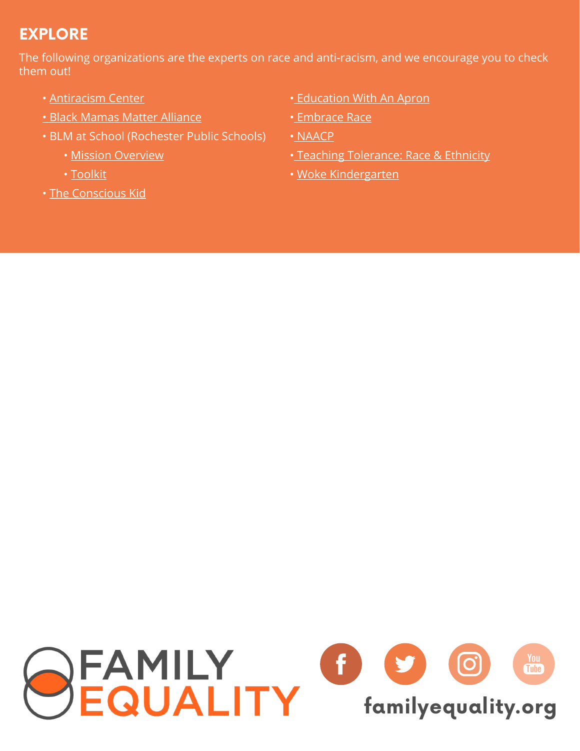## EXPLORE

The following organizations are the experts on race and anti-racism, and we encourage you to check them out!

- Antiracism Center
- Black Mamas Matter Alliance
- BLM at School (Rochester Public Schools)
  - Mission Overview
  - Toolkit
- The Conscious Kid
- Education With An Apron
- Embrace Race
- NAACP
- Teaching Tolerance: Race & Ethnicity
- Woke Kindergarten

FAMILY EQUALITY

familyequality.org